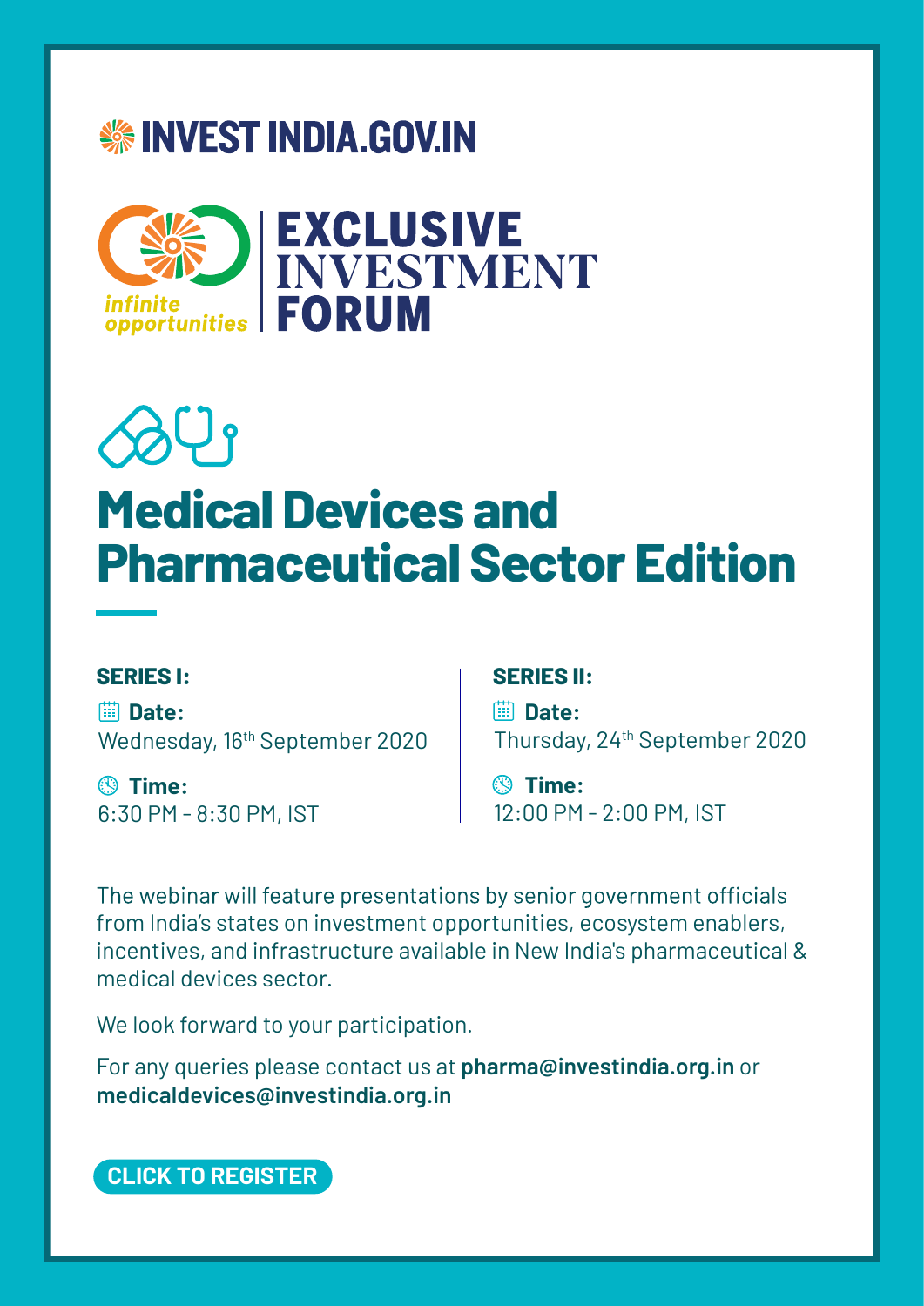INVEST INDIA.GOV.IN

*infinite opportunities*

# EXCLUSIVE INVESTMENT FORUM

# Medical Devices and Pharmaceutical Sector Edition

**SERIES I:**

**Date:**
Wednesday, 16th September 2020

**Time:**
6:30 PM - 8:30 PM, IST

**SERIES II:**

**Date:**
Thursday, 24th September 2020

**Time:**
12:00 PM - 2:00 PM, IST

The webinar will feature presentations by senior government officials from India's states on investment opportunities, ecosystem enablers, incentives, and infrastructure available in New India's pharmaceutical & medical devices sector.

We look forward to your participation.

For any queries please contact us at **pharma@investindia.org.in** or **medicaldevices@investindia.org.in**

**CLICK TO REGISTER**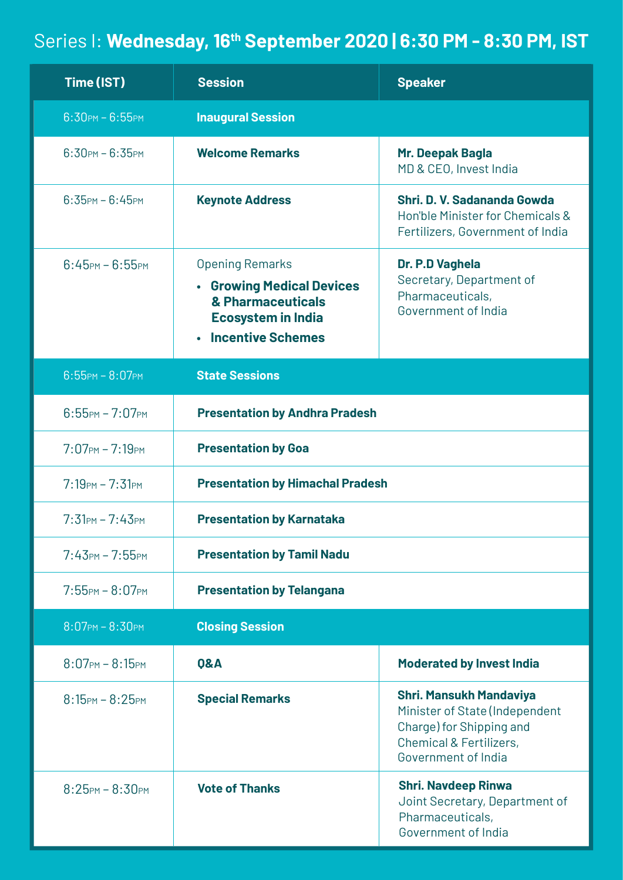## Series I: **Wednesday, 16th September 2020 | 6:30 PM - 8:30 PM, IST**

| Time (IST) | Session | Speaker |
|---|---|---|
| 6:30PM – 6:55PM | **Inaugural Session** | |
| 6:30PM – 6:35PM | **Welcome Remarks** | **Mr. Deepak Bagla**<br>MD & CEO, Invest India |
| 6:35PM – 6:45PM | **Keynote Address** | **Shri. D. V. Sadananda Gowda**<br>Hon'ble Minister for Chemicals & Fertilizers, Government of India |
| 6:45PM – 6:55PM | Opening Remarks<br>• **Growing Medical Devices & Pharmaceuticals Ecosystem in India**<br>• **Incentive Schemes** | **Dr. P.D Vaghela**<br>Secretary, Department of Pharmaceuticals, Government of India |
| 6:55PM – 8:07PM | **State Sessions** | |
| 6:55PM – 7:07PM | **Presentation by Andhra Pradesh** | |
| 7:07PM – 7:19PM | **Presentation by Goa** | |
| 7:19PM – 7:31PM | **Presentation by Himachal Pradesh** | |
| 7:31PM – 7:43PM | **Presentation by Karnataka** | |
| 7:43PM – 7:55PM | **Presentation by Tamil Nadu** | |
| 7:55PM – 8:07PM | **Presentation by Telangana** | |
| 8:07PM – 8:30PM | **Closing Session** | |
| 8:07PM – 8:15PM | **Q&A** | **Moderated by Invest India** |
| 8:15PM – 8:25PM | **Special Remarks** | **Shri. Mansukh Mandaviya**<br>Minister of State (Independent Charge) for Shipping and Chemical & Fertilizers, Government of India |
| 8:25PM – 8:30PM | **Vote of Thanks** | **Shri. Navdeep Rinwa**<br>Joint Secretary, Department of Pharmaceuticals, Government of India |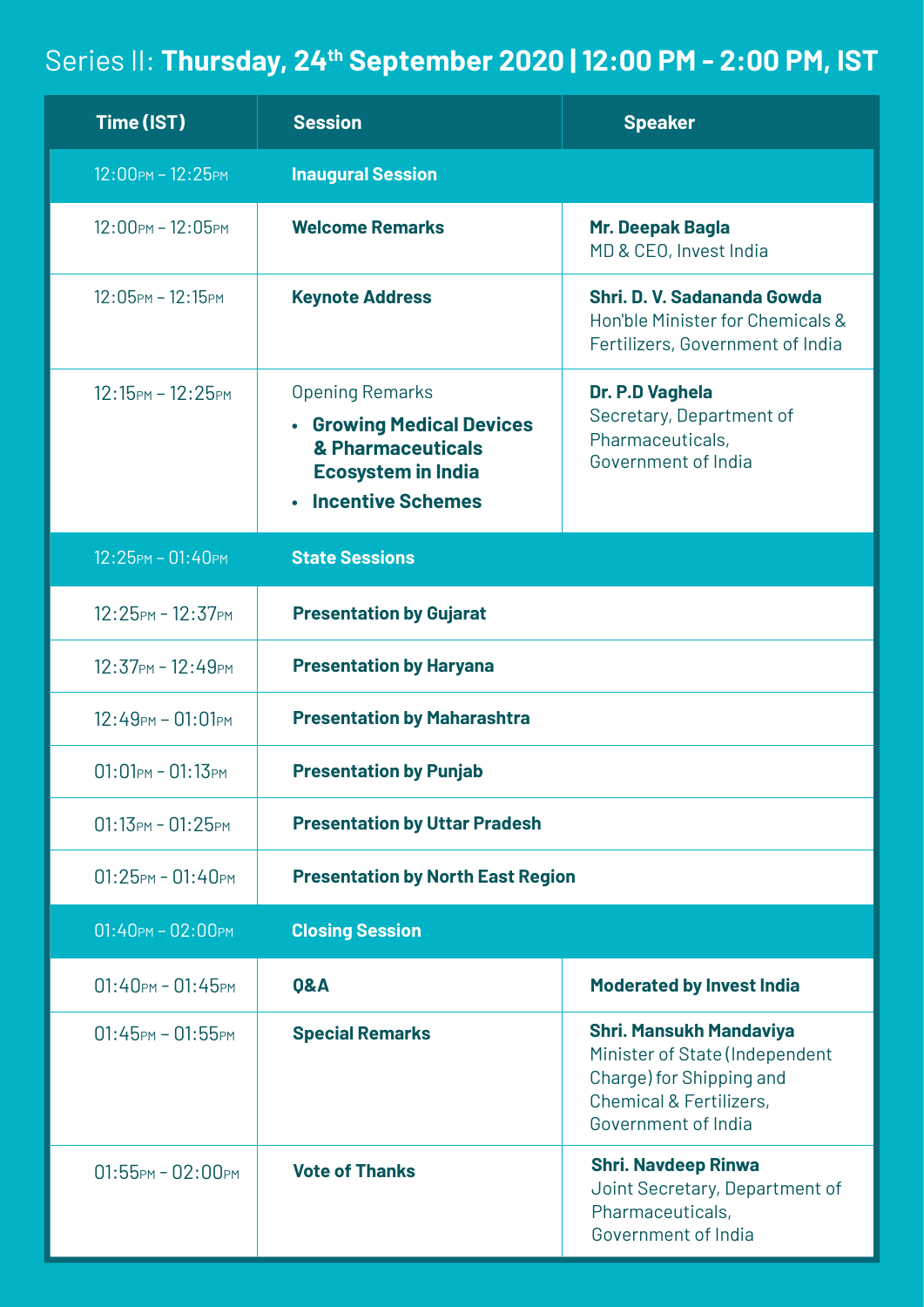# Series II: **Thursday, 24th September 2020 | 12:00 PM - 2:00 PM, IST**

| Time (IST) | Session | Speaker |
|---|---|---|
| 12:00PM – 12:25PM | **Inaugural Session** | |
| 12:00PM – 12:05PM | **Welcome Remarks** | **Mr. Deepak Bagla**<br>MD & CEO, Invest India |
| 12:05PM – 12:15PM | **Keynote Address** | **Shri. D. V. Sadananda Gowda**<br>Hon'ble Minister for Chemicals & Fertilizers, Government of India |
| 12:15PM – 12:25PM | Opening Remarks<br>• **Growing Medical Devices & Pharmaceuticals Ecosystem in India**<br>• **Incentive Schemes** | **Dr. P.D Vaghela**<br>Secretary, Department of Pharmaceuticals, Government of India |
| 12:25PM – 01:40PM | **State Sessions** | |
| 12:25PM – 12:37PM | **Presentation by Gujarat** | |
| 12:37PM – 12:49PM | **Presentation by Haryana** | |
| 12:49PM – 01:01PM | **Presentation by Maharashtra** | |
| 01:01PM - 01:13PM | **Presentation by Punjab** | |
| 01:13PM – 01:25PM | **Presentation by Uttar Pradesh** | |
| 01:25PM - 01:40PM | **Presentation by North East Region** | |
| 01:40PM – 02:00PM | **Closing Session** | |
| 01:40PM - 01:45PM | **Q&A** | **Moderated by Invest India** |
| 01:45PM – 01:55PM | **Special Remarks** | **Shri. Mansukh Mandaviya**<br>Minister of State (Independent Charge) for Shipping and Chemical & Fertilizers, Government of India |
| 01:55PM - 02:00PM | **Vote of Thanks** | **Shri. Navdeep Rinwa**<br>Joint Secretary, Department of Pharmaceuticals, Government of India |